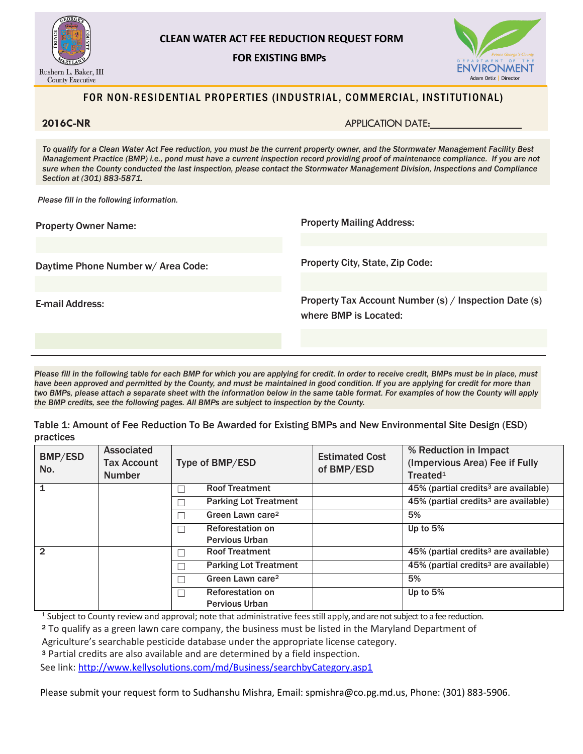Rushern L. Baker, III
County Executive

# CLEAN WATER ACT FEE REDUCTION REQUEST FORM

## FOR EXISTING BMPs

Prince George's County DEPARTMENT OF THE ENVIRONMENT
Adam Ortiz | Director

## FOR NON-RESIDENTIAL PROPERTIES (INDUSTRIAL, COMMERCIAL, INSTITUTIONAL)

**2016C-NR** APPLICATION DATE:________________

*To qualify for a Clean Water Act Fee reduction, you must be the current property owner, and the Stormwater Management Facility Best Management Practice (BMP) i.e., pond must have a current inspection record providing proof of maintenance compliance. If you are not sure when the County conducted the last inspection, please contact the Stormwater Management Division, Inspections and Compliance Section at (301) 883-5871.*

*Please fill in the following information.*

**Property Owner Name:**

**Property Mailing Address:**

**Daytime Phone Number w/ Area Code:**

**Property City, State, Zip Code:**

**E-mail Address:**

**Property Tax Account Number (s) / Inspection Date (s) where BMP is Located:**

---

*Please fill in the following table for each BMP for which you are applying for credit. In order to receive credit, BMPs must be in place, must have been approved and permitted by the County, and must be maintained in good condition. If you are applying for credit for more than two BMPs, please attach a separate sheet with the information below in the same table format. For examples of how the County will apply the BMP credits, see the following pages. All BMPs are subject to inspection by the County.*

Table 1: Amount of Fee Reduction To Be Awarded for Existing BMPs and New Environmental Site Design (ESD) practices

| BMP/ESD No. | Associated Tax Account Number | Type of BMP/ESD | Estimated Cost of BMP/ESD | % Reduction in Impact (Impervious Area) Fee if Fully Treated[1] |
|---|---|---|---|---|
| 1 | | ☐ Roof Treatment | | 45% (partial credits[3] are available) |
| | | ☐ Parking Lot Treatment | | 45% (partial credits[3] are available) |
| | | ☐ Green Lawn care[2] | | 5% |
| | | ☐ Reforestation on Pervious Urban | | Up to 5% |
| 2 | | ☐ Roof Treatment | | 45% (partial credits[3] are available) |
| | | ☐ Parking Lot Treatment | | 45% (partial credits[3] are available) |
| | | ☐ Green Lawn care[2] | | 5% |
| | | ☐ Reforestation on Pervious Urban | | Up to 5% |

[1] Subject to County review and approval; note that administrative fees still apply, and are not subject to a fee reduction.

[2] To qualify as a green lawn care company, the business must be listed in the Maryland Department of Agriculture's searchable pesticide database under the appropriate license category.

[3] Partial credits are also available and are determined by a field inspection.

See link: http://www.kellysolutions.com/md/Business/searchbyCategory.asp1

Please submit your request form to Sudhanshu Mishra, Email: spmishra@co.pg.md.us, Phone: (301) 883-5906.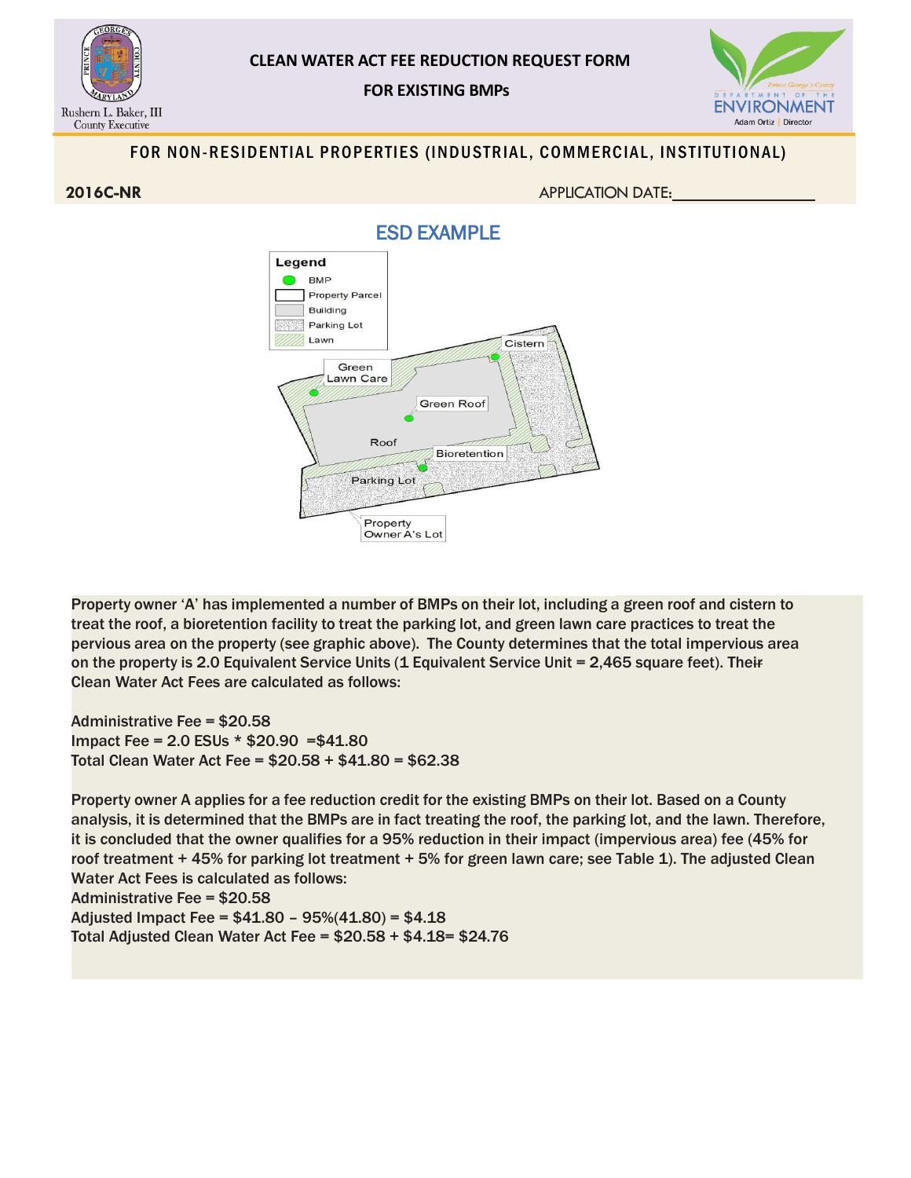# CLEAN WATER ACT FEE REDUCTION REQUEST FORM

## FOR EXISTING BMPs

Rushern L. Baker, III
County Executive

DEPARTMENT OF THE ENVIRONMENT
Adam Ortiz | Director

### FOR NON-RESIDENTIAL PROPERTIES (INDUSTRIAL, COMMERCIAL, INSTITUTIONAL)

**2016C-NR** APPLICATION DATE:________________

## ESD EXAMPLE

Legend
- BMP
- Property Parcel
- Building
- Parking Lot
- Lawn

Cistern, Green Lawn Care, Green Roof, Roof, Bioretention, Parking Lot, Property Owner A's Lot

Property owner 'A' has implemented a number of BMPs on their lot, including a green roof and cistern to treat the roof, a bioretention facility to treat the parking lot, and green lawn care practices to treat the pervious area on the property (see graphic above). The County determines that the total impervious area on the property is 2.0 Equivalent Service Units (1 Equivalent Service Unit = 2,465 square feet). Their Clean Water Act Fees are calculated as follows:

Administrative Fee = $20.58
Impact Fee = 2.0 ESUs * $20.90 =$41.80
Total Clean Water Act Fee = $20.58 + $41.80 = $62.38

Property owner A applies for a fee reduction credit for the existing BMPs on their lot. Based on a County analysis, it is determined that the BMPs are in fact treating the roof, the parking lot, and the lawn. Therefore, it is concluded that the owner qualifies for a 95% reduction in their impact (impervious area) fee (45% for roof treatment + 45% for parking lot treatment + 5% for green lawn care; see Table 1). The adjusted Clean Water Act Fees is calculated as follows:
Administrative Fee = $20.58
Adjusted Impact Fee = $41.80 – 95%(41.80) = $4.18
Total Adjusted Clean Water Act Fee = $20.58 + $4.18= $24.76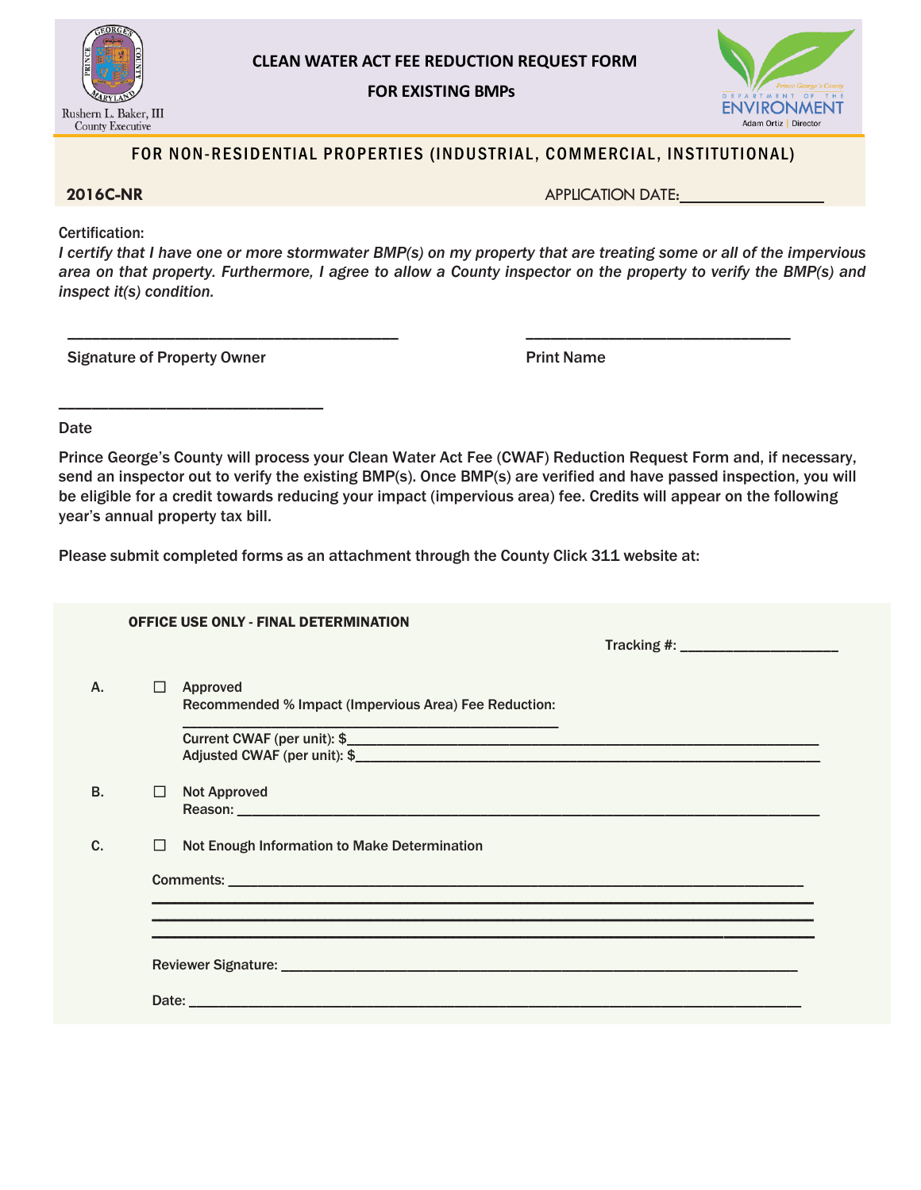Rushern L. Baker, III
County Executive

# CLEAN WATER ACT FEE REDUCTION REQUEST FORM

## FOR EXISTING BMPs

Prince George's County
DEPARTMENT OF THE ENVIRONMENT
Adam Ortiz | Director

## FOR NON-RESIDENTIAL PROPERTIES (INDUSTRIAL, COMMERCIAL, INSTITUTIONAL)

**2016C-NR** APPLICATION DATE:_________________

Certification:
*I certify that I have one or more stormwater BMP(s) on my property that are treating some or all of the impervious area on that property. Furthermore, I agree to allow a County inspector on the property to verify the BMP(s) and inspect it(s) condition.*

_______________________________________ _______________________________

Signature of Property Owner Print Name

_______________________________

Date

Prince George's County will process your Clean Water Act Fee (CWAF) Reduction Request Form and, if necessary, send an inspector out to verify the existing BMP(s). Once BMP(s) are verified and have passed inspection, you will be eligible for a credit towards reducing your impact (impervious area) fee. Credits will appear on the following year's annual property tax bill.

Please submit completed forms as an attachment through the County Click 311 website at:

**OFFICE USE ONLY - FINAL DETERMINATION**

Tracking #: ____________________

A. ☐ Approved
Recommended % Impact (Impervious Area) Fee Reduction:
_____________________________________________
Current CWAF (per unit): $____________________________________________________________
Adjusted CWAF (per unit): $___________________________________________________________

B. ☐ Not Approved
Reason: ______________________________________________________________________________

C. ☐ Not Enough Information to Make Determination

Comments: ____________________________________________________________________________
______________________________________________________________________________________
______________________________________________________________________________________
______________________________________________________________________________________

Reviewer Signature: ______________________________________________________________________

Date: ________________________________________________________________________________